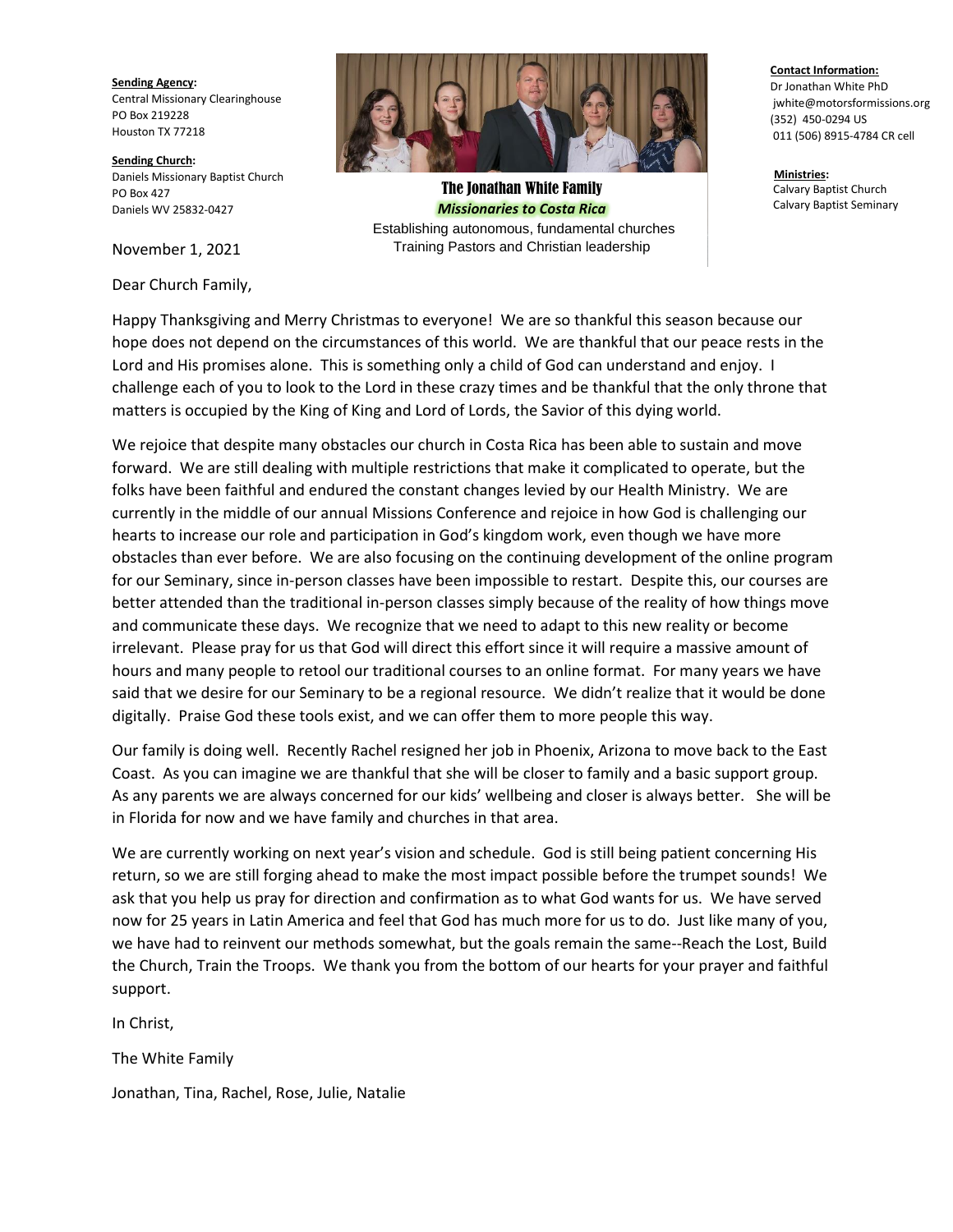**Sending Agency:**
Central Missionary Clearinghouse
PO Box 219228
Houston TX 77218

**Sending Church:**
Daniels Missionary Baptist Church
PO Box 427
Daniels WV 25832-0427

**The Jonathan White Family**
***Missionaries to Costa Rica***
Establishing autonomous, fundamental churches
Training Pastors and Christian leadership

**Contact Information:**
Dr Jonathan White PhD
jwhite@motorsformissions.org
(352) 450-0294 US
011 (506) 8915-4784 CR cell

**Ministries:**
Calvary Baptist Church
Calvary Baptist Seminary

November 1, 2021

Dear Church Family,

Happy Thanksgiving and Merry Christmas to everyone! We are so thankful this season because our hope does not depend on the circumstances of this world. We are thankful that our peace rests in the Lord and His promises alone. This is something only a child of God can understand and enjoy. I challenge each of you to look to the Lord in these crazy times and be thankful that the only throne that matters is occupied by the King of King and Lord of Lords, the Savior of this dying world.

We rejoice that despite many obstacles our church in Costa Rica has been able to sustain and move forward. We are still dealing with multiple restrictions that make it complicated to operate, but the folks have been faithful and endured the constant changes levied by our Health Ministry. We are currently in the middle of our annual Missions Conference and rejoice in how God is challenging our hearts to increase our role and participation in God's kingdom work, even though we have more obstacles than ever before. We are also focusing on the continuing development of the online program for our Seminary, since in-person classes have been impossible to restart. Despite this, our courses are better attended than the traditional in-person classes simply because of the reality of how things move and communicate these days. We recognize that we need to adapt to this new reality or become irrelevant. Please pray for us that God will direct this effort since it will require a massive amount of hours and many people to retool our traditional courses to an online format. For many years we have said that we desire for our Seminary to be a regional resource. We didn't realize that it would be done digitally. Praise God these tools exist, and we can offer them to more people this way.

Our family is doing well. Recently Rachel resigned her job in Phoenix, Arizona to move back to the East Coast. As you can imagine we are thankful that she will be closer to family and a basic support group. As any parents we are always concerned for our kids' wellbeing and closer is always better. She will be in Florida for now and we have family and churches in that area.

We are currently working on next year's vision and schedule. God is still being patient concerning His return, so we are still forging ahead to make the most impact possible before the trumpet sounds! We ask that you help us pray for direction and confirmation as to what God wants for us. We have served now for 25 years in Latin America and feel that God has much more for us to do. Just like many of you, we have had to reinvent our methods somewhat, but the goals remain the same--Reach the Lost, Build the Church, Train the Troops. We thank you from the bottom of our hearts for your prayer and faithful support.

In Christ,

The White Family

Jonathan, Tina, Rachel, Rose, Julie, Natalie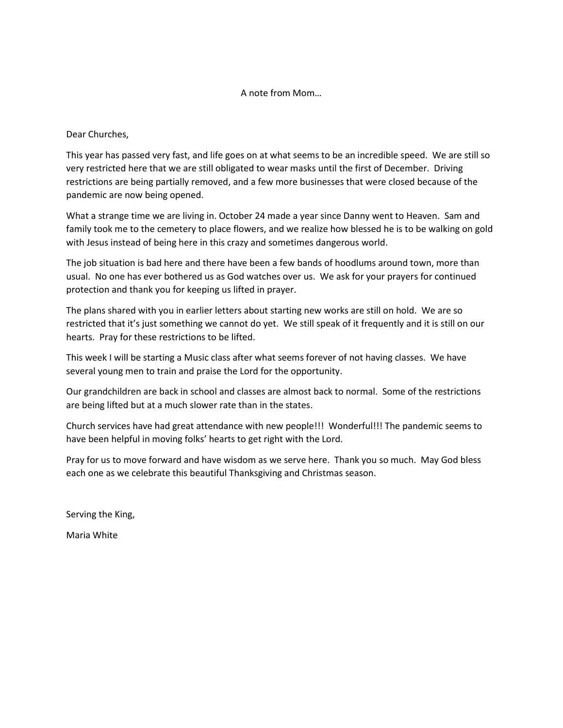A note from Mom…

Dear Churches,

This year has passed very fast, and life goes on at what seems to be an incredible speed. We are still so very restricted here that we are still obligated to wear masks until the first of December. Driving restrictions are being partially removed, and a few more businesses that were closed because of the pandemic are now being opened.

What a strange time we are living in. October 24 made a year since Danny went to Heaven. Sam and family took me to the cemetery to place flowers, and we realize how blessed he is to be walking on gold with Jesus instead of being here in this crazy and sometimes dangerous world.

The job situation is bad here and there have been a few bands of hoodlums around town, more than usual. No one has ever bothered us as God watches over us. We ask for your prayers for continued protection and thank you for keeping us lifted in prayer.

The plans shared with you in earlier letters about starting new works are still on hold. We are so restricted that it's just something we cannot do yet. We still speak of it frequently and it is still on our hearts. Pray for these restrictions to be lifted.

This week I will be starting a Music class after what seems forever of not having classes. We have several young men to train and praise the Lord for the opportunity.

Our grandchildren are back in school and classes are almost back to normal. Some of the restrictions are being lifted but at a much slower rate than in the states.

Church services have had great attendance with new people!!! Wonderful!!! The pandemic seems to have been helpful in moving folks' hearts to get right with the Lord.

Pray for us to move forward and have wisdom as we serve here. Thank you so much. May God bless each one as we celebrate this beautiful Thanksgiving and Christmas season.

Serving the King,

Maria White